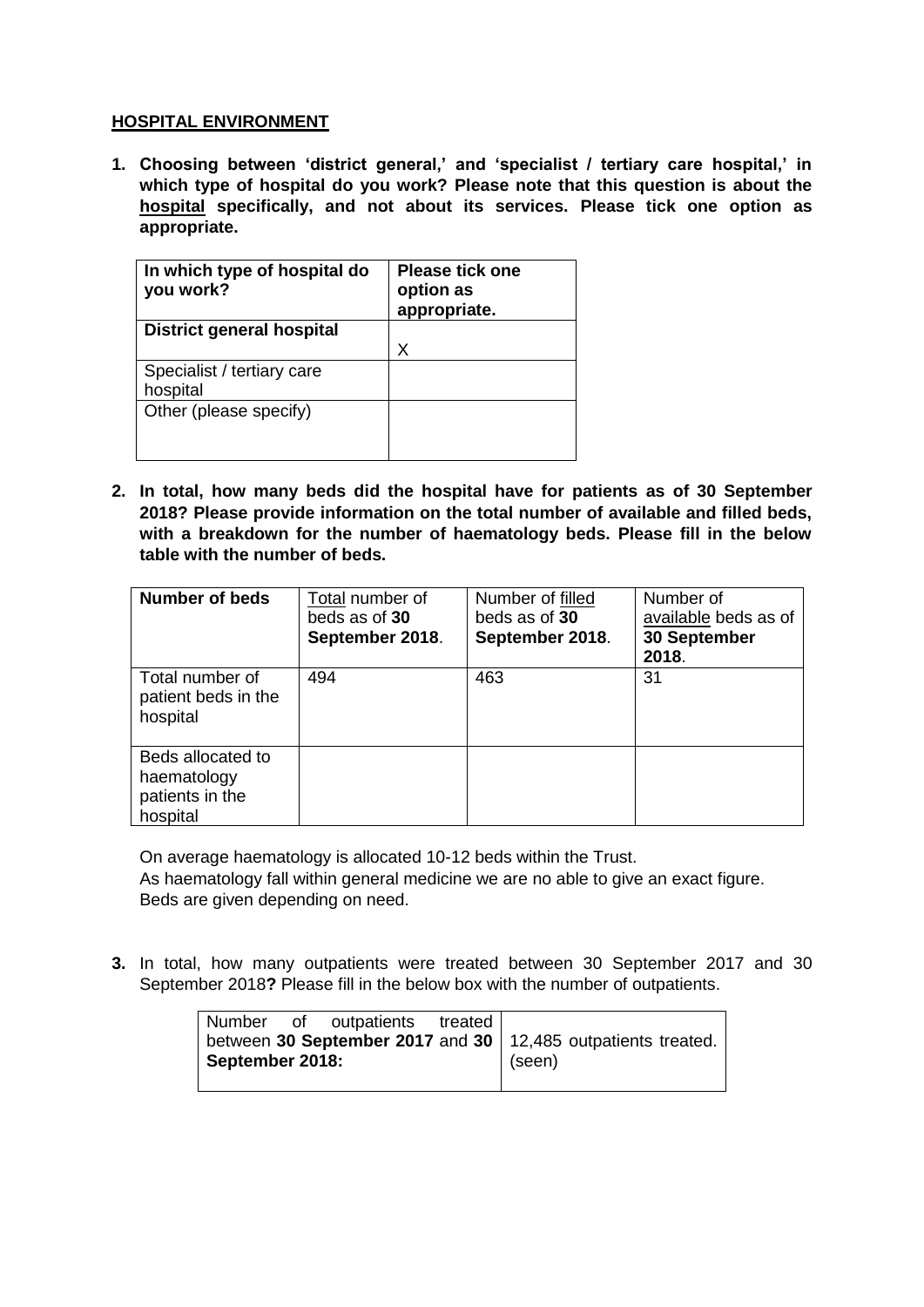## HOSPITAL ENVIRONMENT

1. **Choosing between 'district general,' and 'specialist / tertiary care hospital,' in which type of hospital do you work? Please note that this question is about the <u>hospital</u> specifically, and not about its services. Please tick one option as appropriate.**

| **In which type of hospital do you work?** | **Please tick one option as appropriate.** |
| --- | --- |
| **District general hospital** | X |
| Specialist / tertiary care hospital | |
| Other (please specify) | |

2. **In total, how many beds did the hospital have for patients as of 30 September 2018? Please provide information on the total number of available and filled beds, with a breakdown for the number of haematology beds. Please fill in the below table with the number of beds.**

| **Number of beds** | <u>Total</u> number of beds as of **30 September 2018**. | Number of <u>filled</u> beds as of **30 September 2018**. | Number of <u>available</u> beds as of **30 September 2018**. |
| --- | --- | --- | --- |
| Total number of patient beds in the hospital | 494 | 463 | 31 |
| Beds allocated to haematology patients in the hospital | | | |

On average haematology is allocated 10-12 beds within the Trust.
As haematology fall within general medicine we are no able to give an exact figure.
Beds are given depending on need.

3. In total, how many outpatients were treated between 30 September 2017 and 30 September 2018**?** Please fill in the below box with the number of outpatients.

| Number of outpatients treated between **30 September 2017** and **30 September 2018:** | 12,485 outpatients treated. (seen) |
| --- | --- |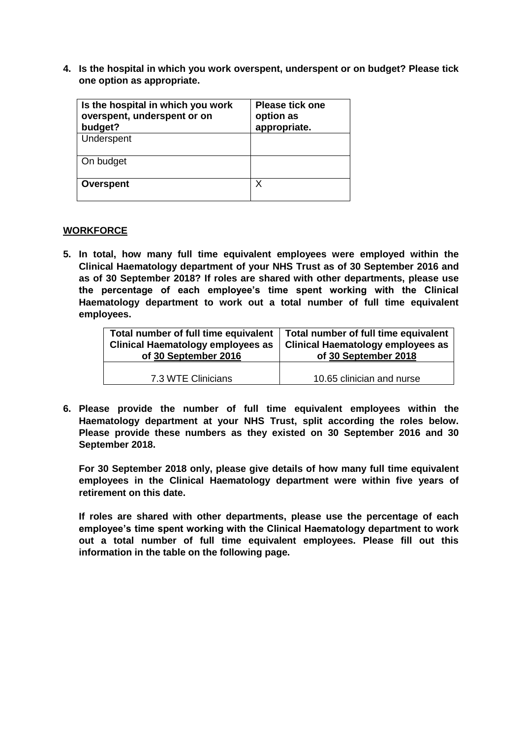**4. Is the hospital in which you work overspent, underspent or on budget? Please tick one option as appropriate.**

| Is the hospital in which you work overspent, underspent or on budget? | Please tick one option as appropriate. |
|---|---|
| Underspent | |
| On budget | |
| **Overspent** | X |

**WORKFORCE**

**5. In total, how many full time equivalent employees were employed within the Clinical Haematology department of your NHS Trust as of 30 September 2016 and as of 30 September 2018? If roles are shared with other departments, please use the percentage of each employee's time spent working with the Clinical Haematology department to work out a total number of full time equivalent employees.**

| Total number of full time equivalent Clinical Haematology employees as of 30 September 2016 | Total number of full time equivalent Clinical Haematology employees as of 30 September 2018 |
|---|---|
| 7.3 WTE Clinicians | 10.65 clinician and nurse |

**6. Please provide the number of full time equivalent employees within the Haematology department at your NHS Trust, split according the roles below. Please provide these numbers as they existed on 30 September 2016 and 30 September 2018.**

**For 30 September 2018 only, please give details of how many full time equivalent employees in the Clinical Haematology department were within five years of retirement on this date.**

**If roles are shared with other departments, please use the percentage of each employee's time spent working with the Clinical Haematology department to work out a total number of full time equivalent employees. Please fill out this information in the table on the following page.**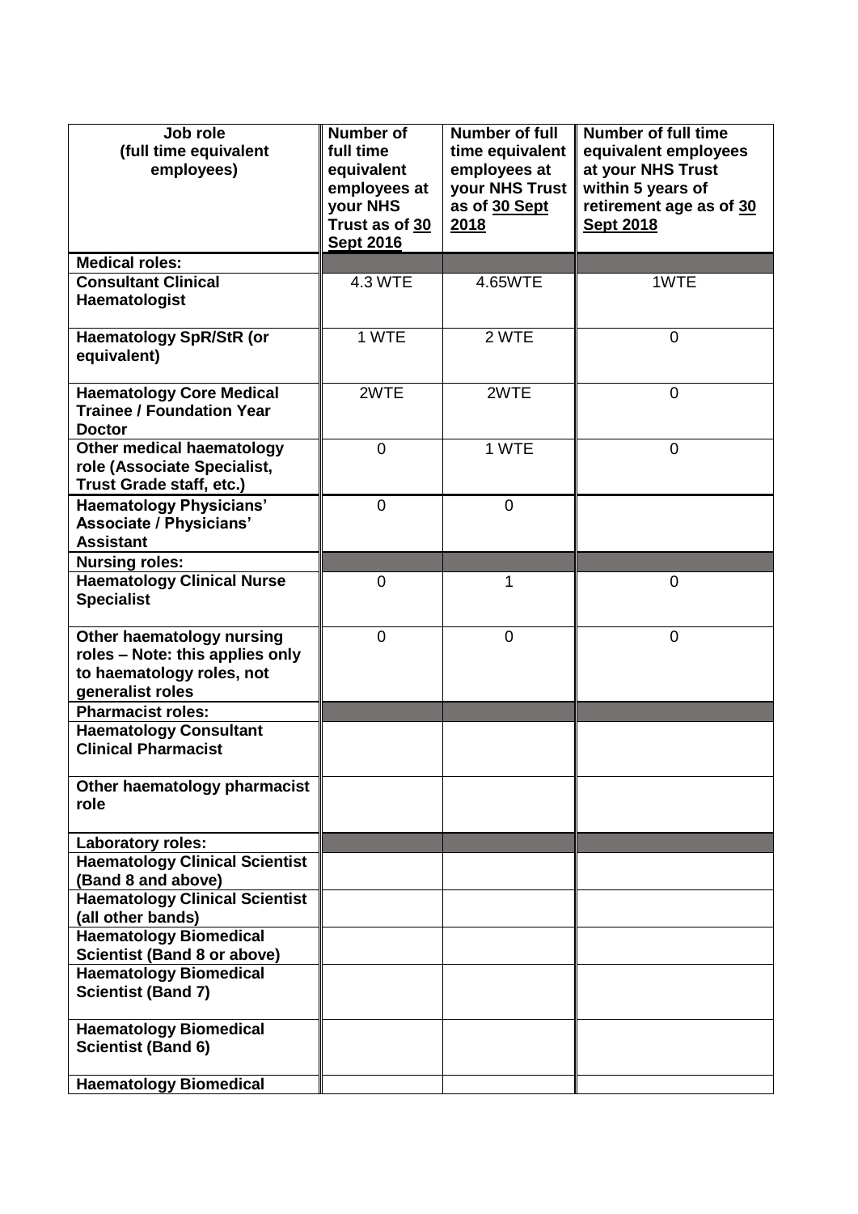| Job role (full time equivalent employees) | Number of full time equivalent employees at your NHS Trust as of 30 Sept 2016 | Number of full time equivalent employees at your NHS Trust as of 30 Sept 2018 | Number of full time equivalent employees at your NHS Trust within 5 years of retirement age as of 30 Sept 2018 |
|---|---|---|---|
| **Medical roles:** | | | |
| **Consultant Clinical Haematologist** | 4.3 WTE | 4.65WTE | 1WTE |
| **Haematology SpR/StR (or equivalent)** | 1 WTE | 2 WTE | 0 |
| **Haematology Core Medical Trainee / Foundation Year Doctor** | 2WTE | 2WTE | 0 |
| **Other medical haematology role (Associate Specialist, Trust Grade staff, etc.)** | 0 | 1 WTE | 0 |
| **Haematology Physicians' Associate / Physicians' Assistant** | 0 | 0 | |
| **Nursing roles:** | | | |
| **Haematology Clinical Nurse Specialist** | 0 | 1 | 0 |
| **Other haematology nursing roles – Note: this applies only to haematology roles, not generalist roles** | 0 | 0 | 0 |
| **Pharmacist roles:** | | | |
| **Haematology Consultant Clinical Pharmacist** | | | |
| **Other haematology pharmacist role** | | | |
| **Laboratory roles:** | | | |
| **Haematology Clinical Scientist (Band 8 and above)** | | | |
| **Haematology Clinical Scientist (all other bands)** | | | |
| **Haematology Biomedical Scientist (Band 8 or above)** | | | |
| **Haematology Biomedical Scientist (Band 7)** | | | |
| **Haematology Biomedical Scientist (Band 6)** | | | |
| **Haematology Biomedical** | | | |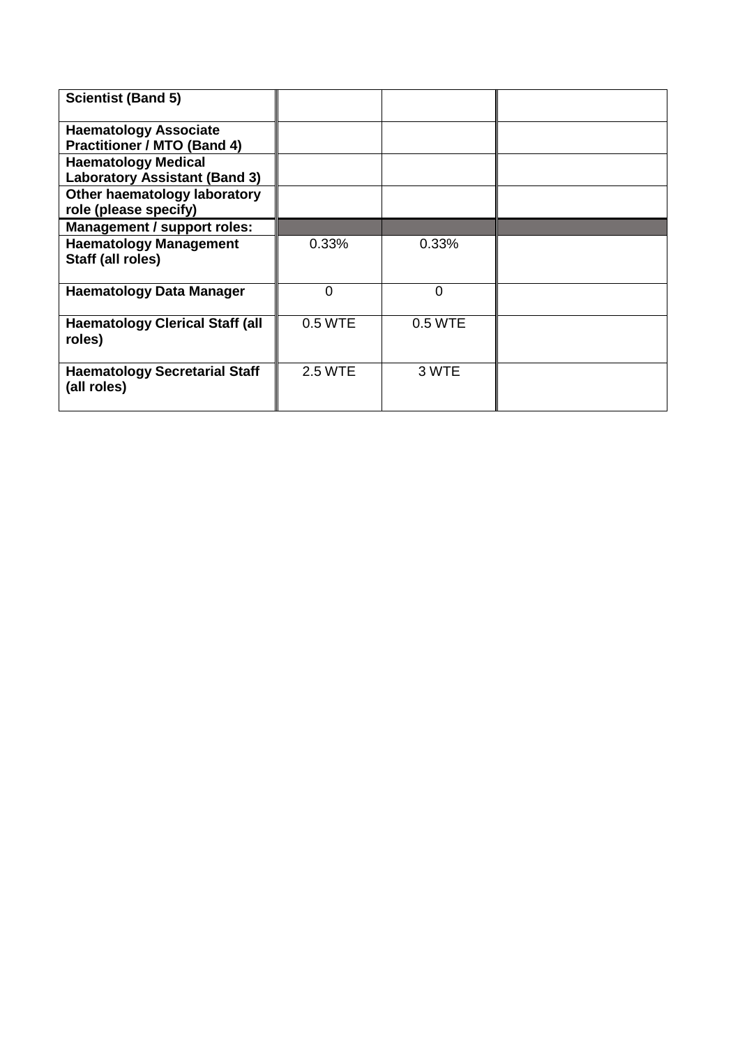| | | | |
|---|---|---|---|
| **Scientist (Band 5)** | | | |
| **Haematology Associate Practitioner / MTO (Band 4)** | | | |
| **Haematology Medical Laboratory Assistant (Band 3)** | | | |
| **Other haematology laboratory role (please specify)** | | | |
| **Management / support roles:** | | | |
| **Haematology Management Staff (all roles)** | 0.33% | 0.33% | |
| **Haematology Data Manager** | 0 | 0 | |
| **Haematology Clerical Staff (all roles)** | 0.5 WTE | 0.5 WTE | |
| **Haematology Secretarial Staff (all roles)** | 2.5 WTE | 3 WTE | |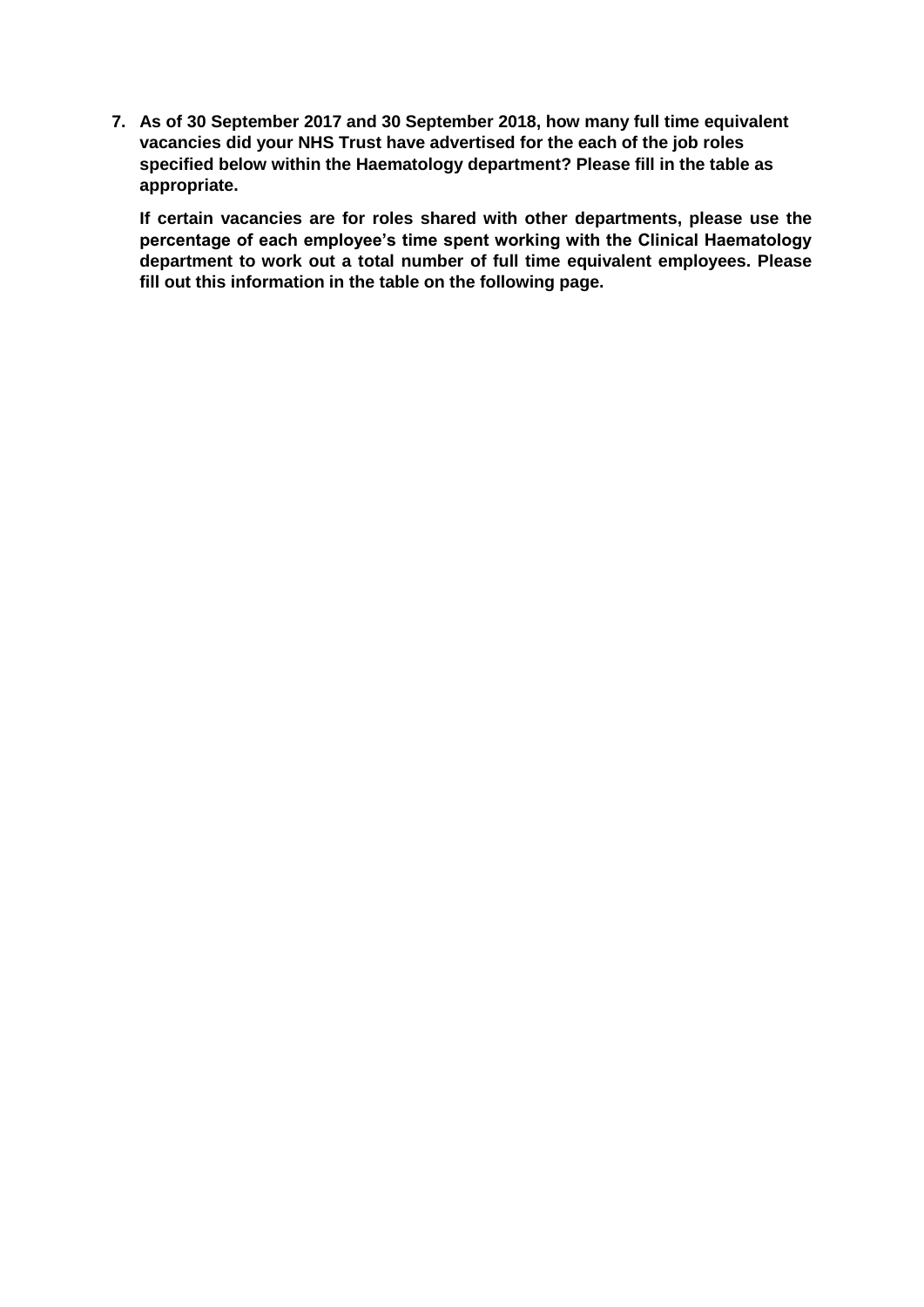7. **As of 30 September 2017 and 30 September 2018, how many full time equivalent vacancies did your NHS Trust have advertised for the each of the job roles specified below within the Haematology department? Please fill in the table as appropriate.**

   **If certain vacancies are for roles shared with other departments, please use the percentage of each employee's time spent working with the Clinical Haematology department to work out a total number of full time equivalent employees. Please fill out this information in the table on the following page.**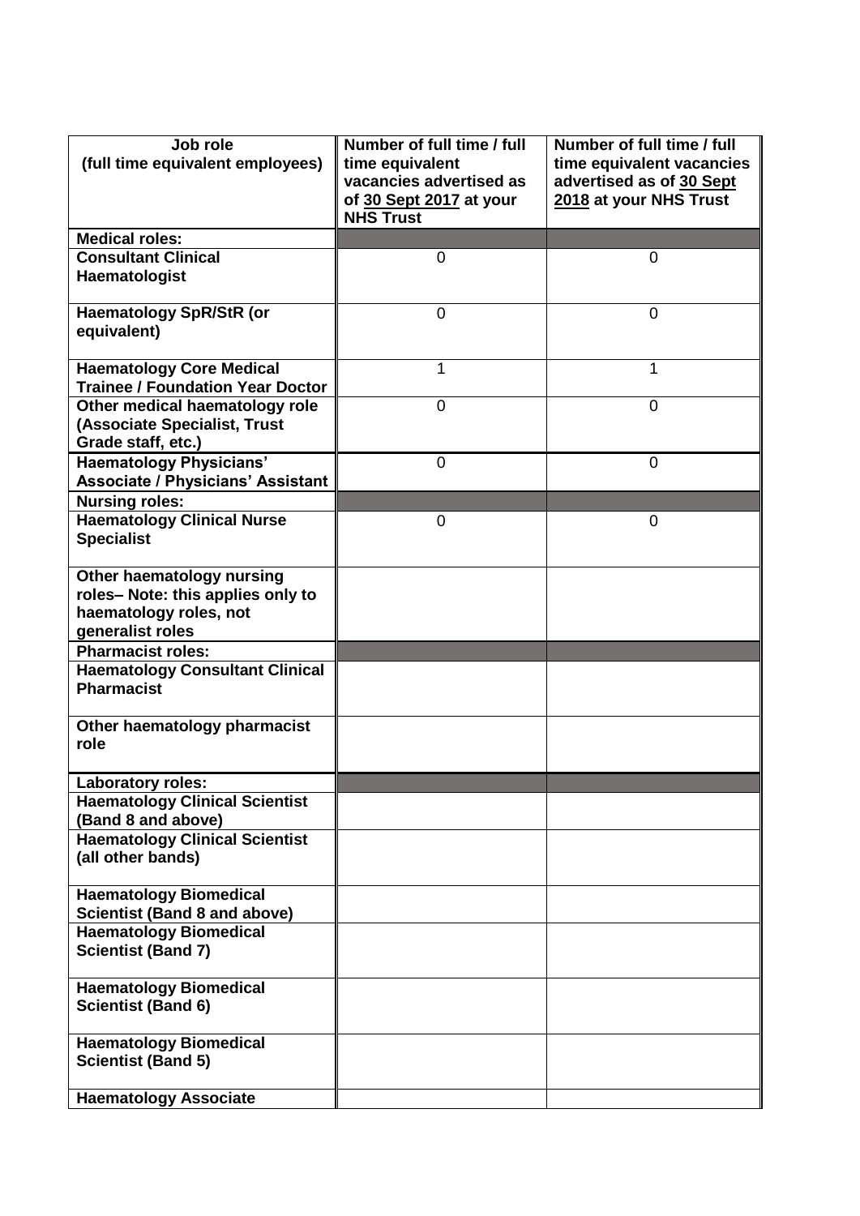| Job role (full time equivalent employees) | Number of full time / full time equivalent vacancies advertised as of 30 Sept 2017 at your NHS Trust | Number of full time / full time equivalent vacancies advertised as of 30 Sept 2018 at your NHS Trust |
|---|---|---|
| **Medical roles:** | | |
| **Consultant Clinical Haematologist** | 0 | 0 |
| **Haematology SpR/StR (or equivalent)** | 0 | 0 |
| **Haematology Core Medical Trainee / Foundation Year Doctor** | 1 | 1 |
| **Other medical haematology role (Associate Specialist, Trust Grade staff, etc.)** | 0 | 0 |
| **Haematology Physicians' Associate / Physicians' Assistant** | 0 | 0 |
| **Nursing roles:** | | |
| **Haematology Clinical Nurse Specialist** | 0 | 0 |
| **Other haematology nursing roles– Note: this applies only to haematology roles, not generalist roles** | | |
| **Pharmacist roles:** | | |
| **Haematology Consultant Clinical Pharmacist** | | |
| **Other haematology pharmacist role** | | |
| **Laboratory roles:** | | |
| **Haematology Clinical Scientist (Band 8 and above)** | | |
| **Haematology Clinical Scientist (all other bands)** | | |
| **Haematology Biomedical Scientist (Band 8 and above)** | | |
| **Haematology Biomedical Scientist (Band 7)** | | |
| **Haematology Biomedical Scientist (Band 6)** | | |
| **Haematology Biomedical Scientist (Band 5)** | | |
| **Haematology Associate** | | |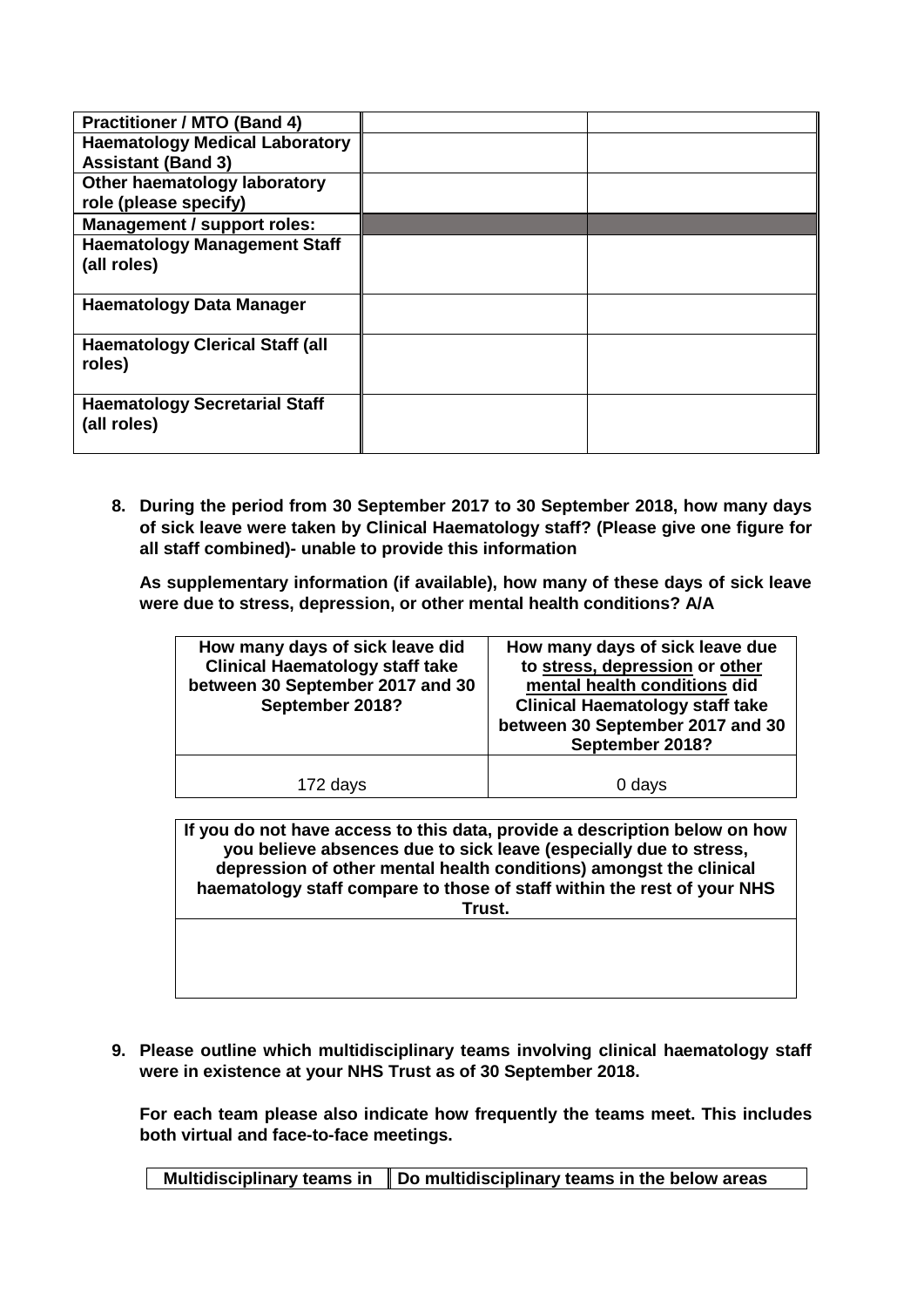| Practitioner / MTO (Band 4) | | |
|---|---|---|
| Haematology Medical Laboratory Assistant (Band 3) | | |
| Other haematology laboratory role (please specify) | | |
| **Management / support roles:** | | |
| Haematology Management Staff (all roles) | | |
| Haematology Data Manager | | |
| Haematology Clerical Staff (all roles) | | |
| Haematology Secretarial Staff (all roles) | | |

8. **During the period from 30 September 2017 to 30 September 2018, how many days of sick leave were taken by Clinical Haematology staff? (Please give one figure for all staff combined)- unable to provide this information**

   **As supplementary information (if available), how many of these days of sick leave were due to stress, depression, or other mental health conditions? A/A**

| How many days of sick leave did Clinical Haematology staff take between 30 September 2017 and 30 September 2018? | How many days of sick leave due to stress, depression or other mental health conditions did Clinical Haematology staff take between 30 September 2017 and 30 September 2018? |
|---|---|
| 172 days | 0 days |

| If you do not have access to this data, provide a description below on how you believe absences due to sick leave (especially due to stress, depression of other mental health conditions) amongst the clinical haematology staff compare to those of staff within the rest of your NHS Trust. |
|---|
| |

9. **Please outline which multidisciplinary teams involving clinical haematology staff were in existence at your NHS Trust as of 30 September 2018.**

   **For each team please also indicate how frequently the teams meet. This includes both virtual and face-to-face meetings.**

| Multidisciplinary teams in | Do multidisciplinary teams in the below areas |
|---|---|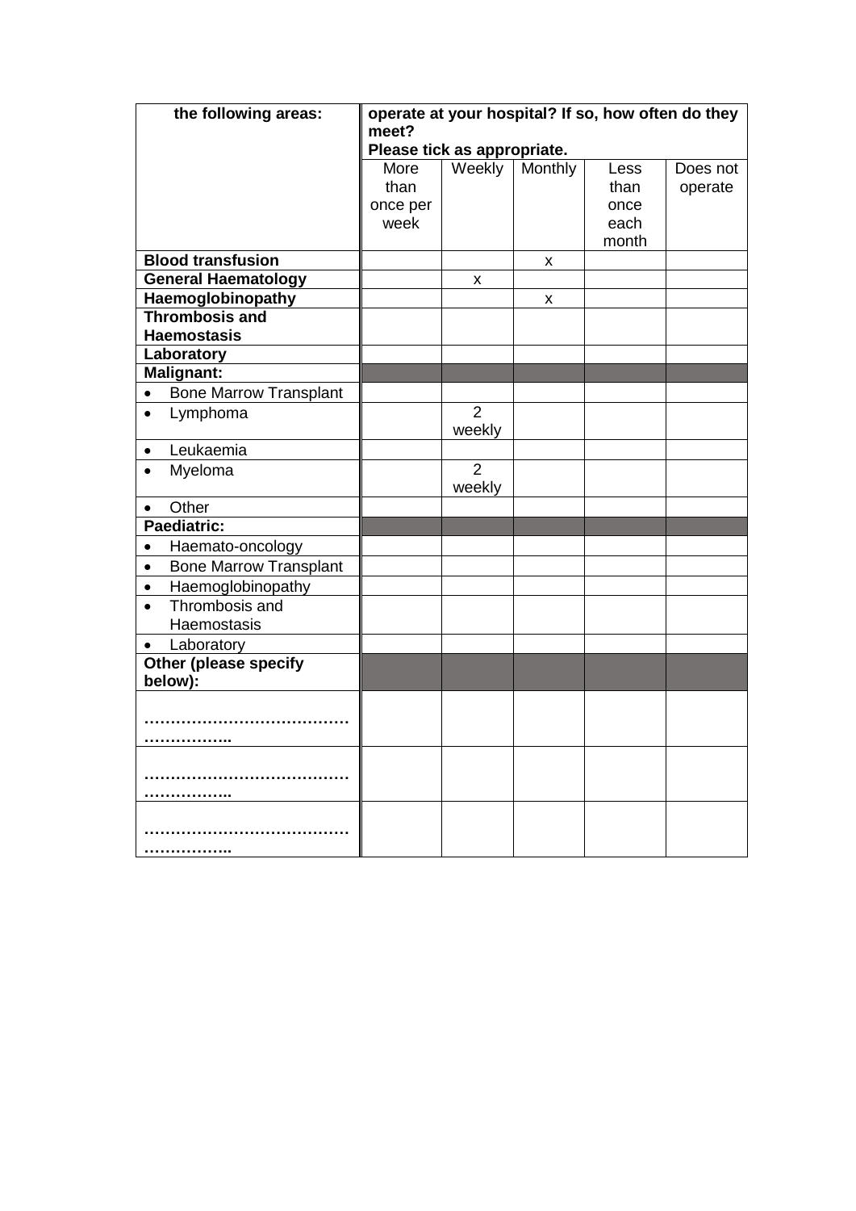| the following areas: | operate at your hospital? If so, how often do they meet? Please tick as appropriate. | | | | |
|---|---|---|---|---|---|
| | More than once per week | Weekly | Monthly | Less than once each month | Does not operate |
| **Blood transfusion** | | | x | | |
| **General Haematology** | | x | | | |
| **Haemoglobinopathy** | | | x | | |
| **Thrombosis and Haemostasis** | | | | | |
| **Laboratory** | | | | | |
| **Malignant:** | | | | | |
| • Bone Marrow Transplant | | | | | |
| • Lymphoma | | 2 weekly | | | |
| • Leukaemia | | | | | |
| • Myeloma | | 2 weekly | | | |
| • Other | | | | | |
| **Paediatric:** | | | | | |
| • Haemato-oncology | | | | | |
| • Bone Marrow Transplant | | | | | |
| • Haemoglobinopathy | | | | | |
| • Thrombosis and Haemostasis | | | | | |
| • Laboratory | | | | | |
| **Other (please specify below):** | | | | | |
| ………………………………………………. | | | | | |
| ………………………………………………. | | | | | |
| ………………………………………………. | | | | | |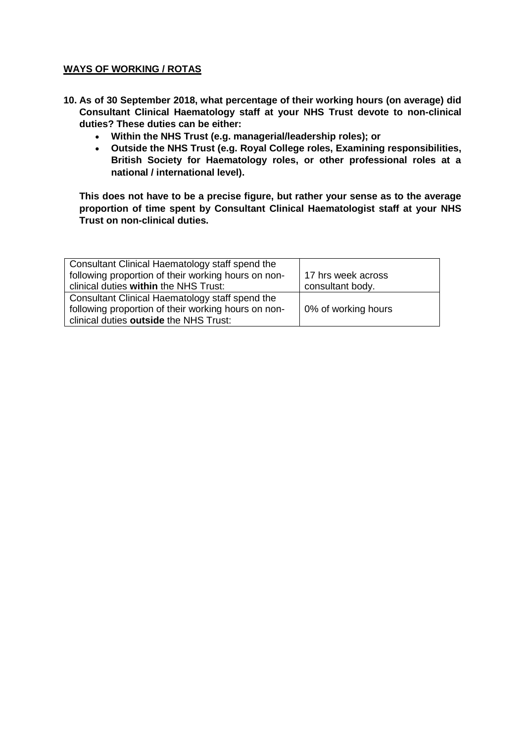**WAYS OF WORKING / ROTAS**

**10. As of 30 September 2018, what percentage of their working hours (on average) did Consultant Clinical Haematology staff at your NHS Trust devote to non-clinical duties? These duties can be either:**

- **Within the NHS Trust (e.g. managerial/leadership roles); or**
- **Outside the NHS Trust (e.g. Royal College roles, Examining responsibilities, British Society for Haematology roles, or other professional roles at a national / international level).**

**This does not have to be a precise figure, but rather your sense as to the average proportion of time spent by Consultant Clinical Haematologist staff at your NHS Trust on non-clinical duties.**

| | |
|---|---|
| Consultant Clinical Haematology staff spend the following proportion of their working hours on non-clinical duties **within** the NHS Trust: | 17 hrs week across consultant body. |
| Consultant Clinical Haematology staff spend the following proportion of their working hours on non-clinical duties **outside** the NHS Trust: | 0% of working hours |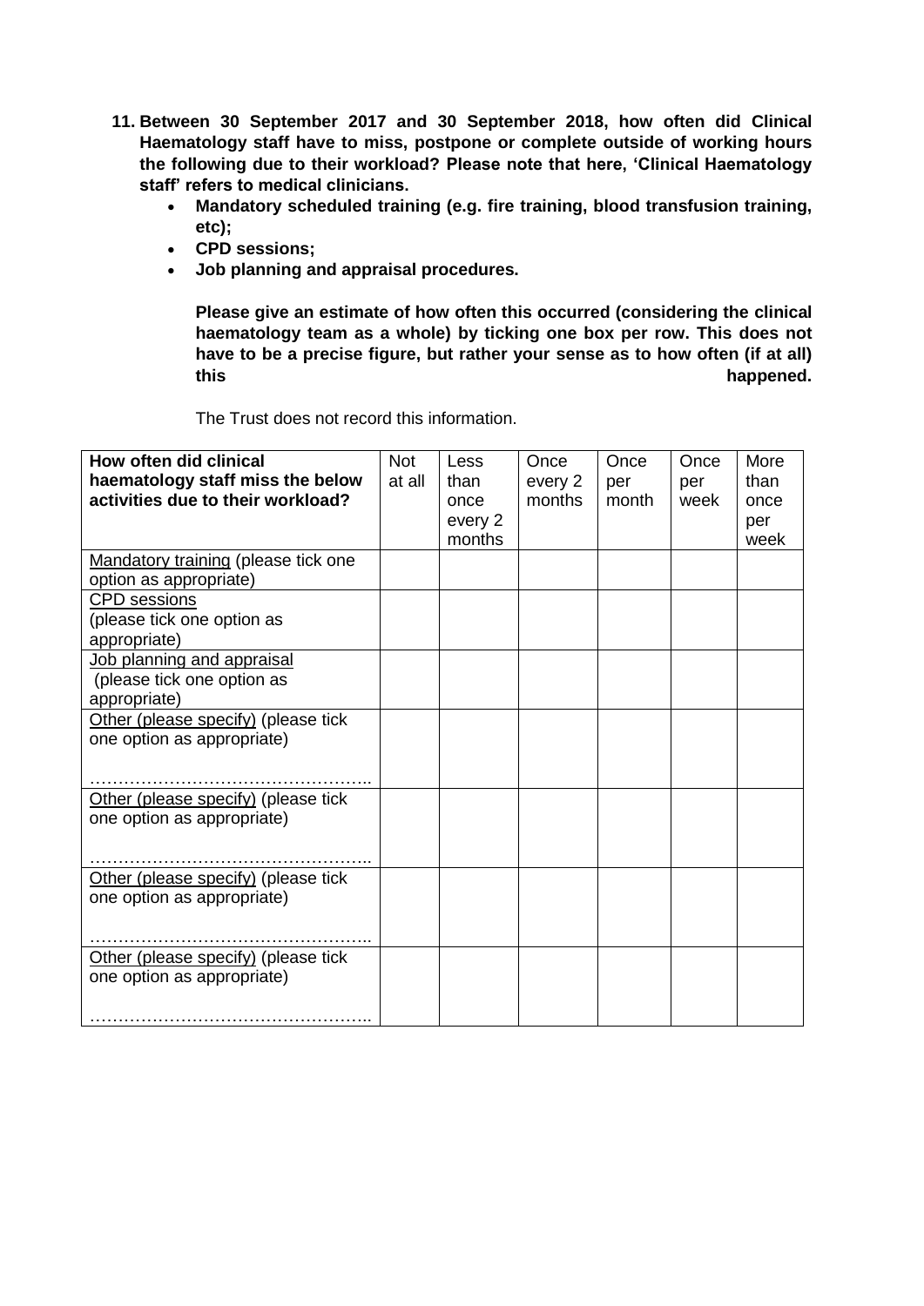**11. Between 30 September 2017 and 30 September 2018, how often did Clinical Haematology staff have to miss, postpone or complete outside of working hours the following due to their workload? Please note that here, 'Clinical Haematology staff' refers to medical clinicians.**

- **Mandatory scheduled training (e.g. fire training, blood transfusion training, etc);**
- **CPD sessions;**
- **Job planning and appraisal procedures.**

**Please give an estimate of how often this occurred (considering the clinical haematology team as a whole) by ticking one box per row. This does not have to be a precise figure, but rather your sense as to how often (if at all) this happened.**

The Trust does not record this information.

| **How often did clinical haematology staff miss the below activities due to their workload?** | Not at all | Less than once every 2 months | Once every 2 months | Once per month | Once per week | More than once per week |
|---|---|---|---|---|---|---|
| Mandatory training (please tick one option as appropriate) | | | | | | |
| CPD sessions (please tick one option as appropriate) | | | | | | |
| Job planning and appraisal (please tick one option as appropriate) | | | | | | |
| Other (please specify) (please tick one option as appropriate) ………………………………………….. | | | | | | |
| Other (please specify) (please tick one option as appropriate) ………………………………………….. | | | | | | |
| Other (please specify) (please tick one option as appropriate) ………………………………………….. | | | | | | |
| Other (please specify) (please tick one option as appropriate) ………………………………………….. | | | | | | |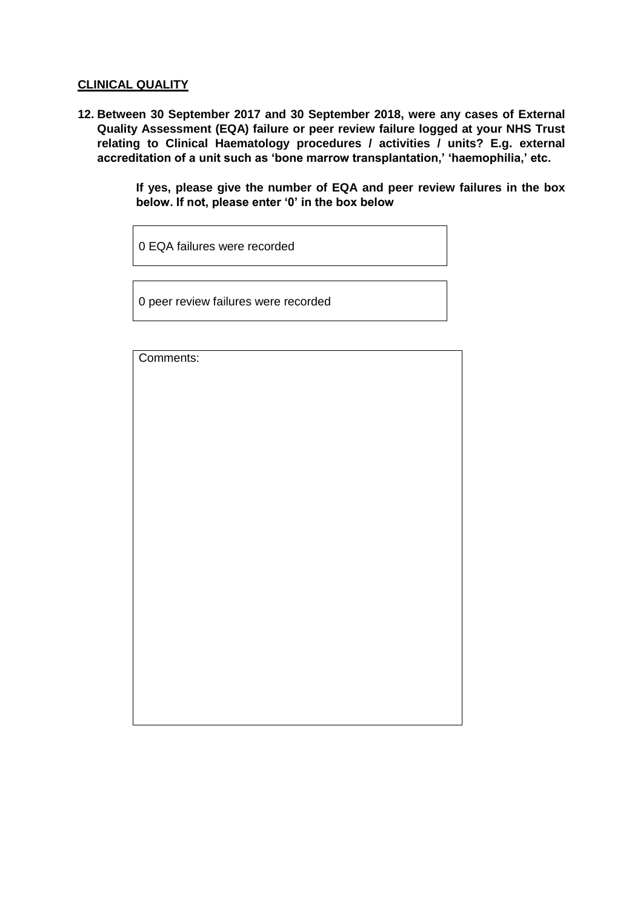**CLINICAL QUALITY**

**12. Between 30 September 2017 and 30 September 2018, were any cases of External Quality Assessment (EQA) failure or peer review failure logged at your NHS Trust relating to Clinical Haematology procedures / activities / units? E.g. external accreditation of a unit such as 'bone marrow transplantation,' 'haemophilia,' etc.**

**If yes, please give the number of EQA and peer review failures in the box below. If not, please enter '0' in the box below**

| 0 EQA failures were recorded |
|---|

| 0 peer review failures were recorded |
|---|

| Comments: |
|---|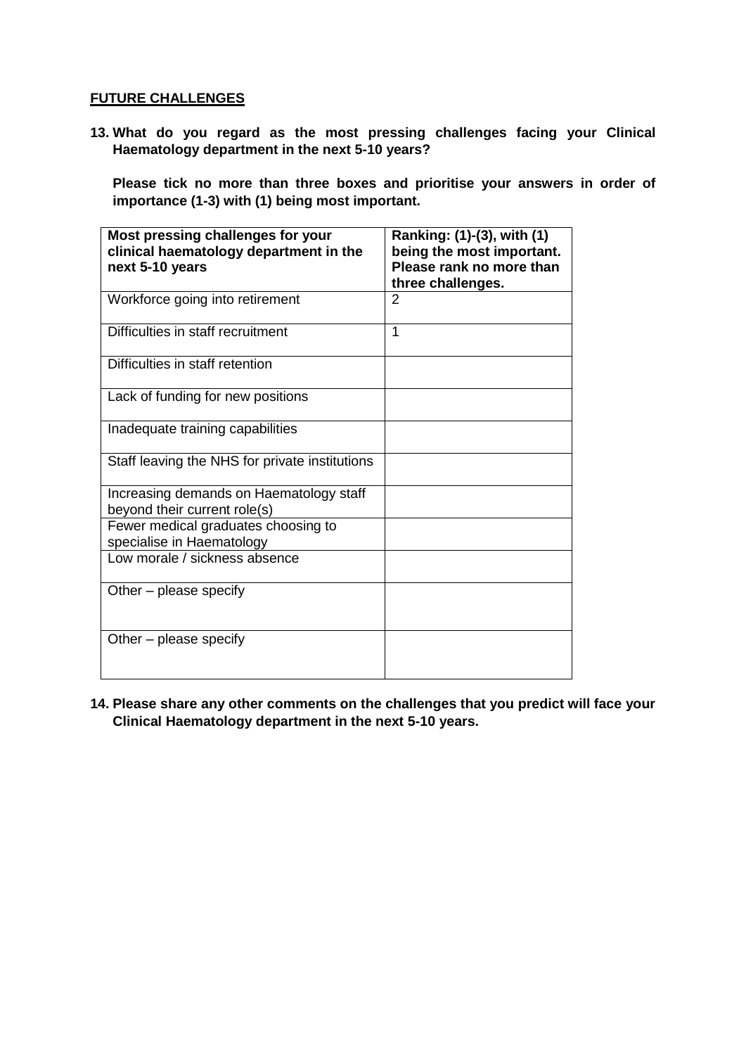**<u>FUTURE CHALLENGES</u>**

**13. What do you regard as the most pressing challenges facing your Clinical Haematology department in the next 5-10 years?**

**Please tick no more than three boxes and prioritise your answers in order of importance (1-3) with (1) being most important.**

| Most pressing challenges for your clinical haematology department in the next 5-10 years | Ranking: (1)-(3), with (1) being the most important. Please rank no more than three challenges. |
|---|---|
| Workforce going into retirement | 2 |
| Difficulties in staff recruitment | 1 |
| Difficulties in staff retention | |
| Lack of funding for new positions | |
| Inadequate training capabilities | |
| Staff leaving the NHS for private institutions | |
| Increasing demands on Haematology staff beyond their current role(s) | |
| Fewer medical graduates choosing to specialise in Haematology | |
| Low morale / sickness absence | |
| Other – please specify | |
| Other – please specify | |

**14. Please share any other comments on the challenges that you predict will face your Clinical Haematology department in the next 5-10 years.**